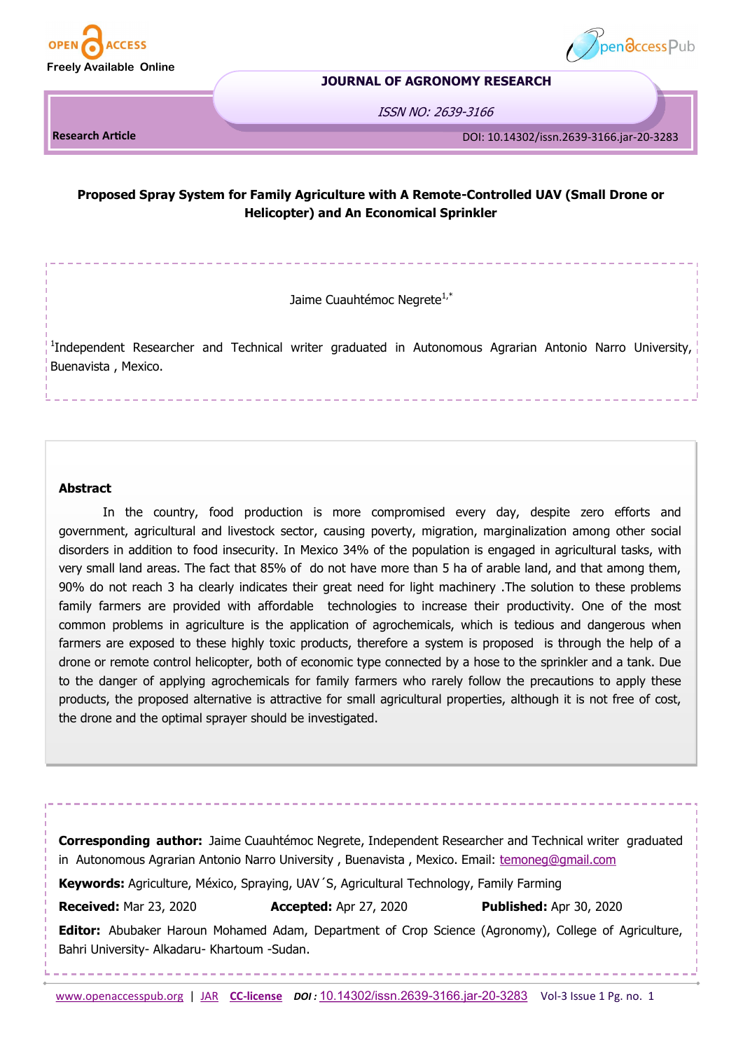Research Article

# Proposed Spray System for Family Agriculture with A Remote-Controlled UAV (Small Drone or Helicopter) and An Economical Sprinkler

Jaime Cuauhtémoc Negrete[1,*]

[1]Independent Researcher and Technical writer graduated in Autonomous Agrarian Antonio Narro University, Buenavista , Mexico.

## Abstract

In the country, food production is more compromised every day, despite zero efforts and government, agricultural and livestock sector, causing poverty, migration, marginalization among other social disorders in addition to food insecurity. In Mexico 34% of the population is engaged in agricultural tasks, with very small land areas. The fact that 85% of do not have more than 5 ha of arable land, and that among them, 90% do not reach 3 ha clearly indicates their great need for light machinery .The solution to these problems family farmers are provided with affordable technologies to increase their productivity. One of the most common problems in agriculture is the application of agrochemicals, which is tedious and dangerous when farmers are exposed to these highly toxic products, therefore a system is proposed is through the help of a drone or remote control helicopter, both of economic type connected by a hose to the sprinkler and a tank. Due to the danger of applying agrochemicals for family farmers who rarely follow the precautions to apply these products, the proposed alternative is attractive for small agricultural properties, although it is not free of cost, the drone and the optimal sprayer should be investigated.

**Corresponding author:** Jaime Cuauhtémoc Negrete, Independent Researcher and Technical writer graduated in Autonomous Agrarian Antonio Narro University , Buenavista , Mexico. Email: temoneg@gmail.com

**Keywords:** Agriculture, México, Spraying, UAV´S, Agricultural Technology, Family Farming

**Received:** Mar 23, 2020 **Accepted:** Apr 27, 2020 **Published:** Apr 30, 2020

**Editor:** Abubaker Haroun Mohamed Adam, Department of Crop Science (Agronomy), College of Agriculture, Bahri University- Alkadaru- Khartoum -Sudan.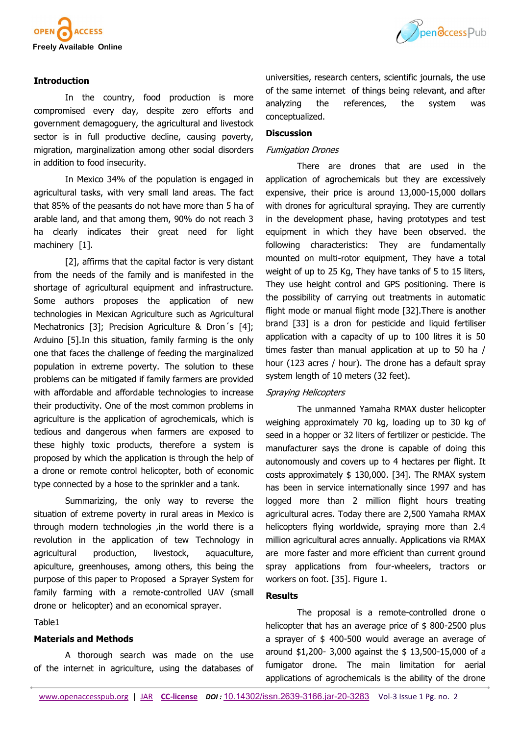## Introduction

In the country, food production is more compromised every day, despite zero efforts and government demagoguery, the agricultural and livestock sector is in full productive decline, causing poverty, migration, marginalization among other social disorders in addition to food insecurity.

In Mexico 34% of the population is engaged in agricultural tasks, with very small land areas. The fact that 85% of the peasants do not have more than 5 ha of arable land, and that among them, 90% do not reach 3 ha clearly indicates their great need for light machinery [1].

[2], affirms that the capital factor is very distant from the needs of the family and is manifested in the shortage of agricultural equipment and infrastructure. Some authors proposes the application of new technologies in Mexican Agriculture such as Agricultural Mechatronics [3]; Precision Agriculture & Dron´s [4]; Arduino [5].In this situation, family farming is the only one that faces the challenge of feeding the marginalized population in extreme poverty. The solution to these problems can be mitigated if family farmers are provided with affordable and affordable technologies to increase their productivity. One of the most common problems in agriculture is the application of agrochemicals, which is tedious and dangerous when farmers are exposed to these highly toxic products, therefore a system is proposed by which the application is through the help of a drone or remote control helicopter, both of economic type connected by a hose to the sprinkler and a tank.

Summarizing, the only way to reverse the situation of extreme poverty in rural areas in Mexico is through modern technologies ,in the world there is a revolution in the application of tew Technology in agricultural production, livestock, aquaculture, apiculture, greenhouses, among others, this being the purpose of this paper to Proposed a Sprayer System for family farming with a remote-controlled UAV (small drone or helicopter) and an economical sprayer.

Table1

## Materials and Methods

A thorough search was made on the use of the internet in agriculture, using the databases of universities, research centers, scientific journals, the use of the same internet of things being relevant, and after analyzing the references, the system was conceptualized.

## Discussion

*Fumigation Drones*

There are drones that are used in the application of agrochemicals but they are excessively expensive, their price is around 13,000-15,000 dollars with drones for agricultural spraying. They are currently in the development phase, having prototypes and test equipment in which they have been observed. the following characteristics: They are fundamentally mounted on multi-rotor equipment, They have a total weight of up to 25 Kg, They have tanks of 5 to 15 liters, They use height control and GPS positioning. There is the possibility of carrying out treatments in automatic flight mode or manual flight mode [32].There is another brand [33] is a dron for pesticide and liquid fertiliser application with a capacity of up to 100 litres it is 50 times faster than manual application at up to 50 ha / hour (123 acres / hour). The drone has a default spray system length of 10 meters (32 feet).

*Spraying Helicopters*

The unmanned Yamaha RMAX duster helicopter weighing approximately 70 kg, loading up to 30 kg of seed in a hopper or 32 liters of fertilizer or pesticide. The manufacturer says the drone is capable of doing this autonomously and covers up to 4 hectares per flight. It costs approximately $ 130,000. [34]. The RMAX system has been in service internationally since 1997 and has logged more than 2 million flight hours treating agricultural acres. Today there are 2,500 Yamaha RMAX helicopters flying worldwide, spraying more than 2.4 million agricultural acres annually. Applications via RMAX are more faster and more efficient than current ground spray applications from four-wheelers, tractors or workers on foot. [35]. Figure 1.

## Results

The proposal is a remote-controlled drone o helicopter that has an average price of $ 800-2500 plus a sprayer of $ 400-500 would average an average of around $1,200- 3,000 against the $ 13,500-15,000 of a fumigator drone. The main limitation for aerial applications of agrochemicals is the ability of the drone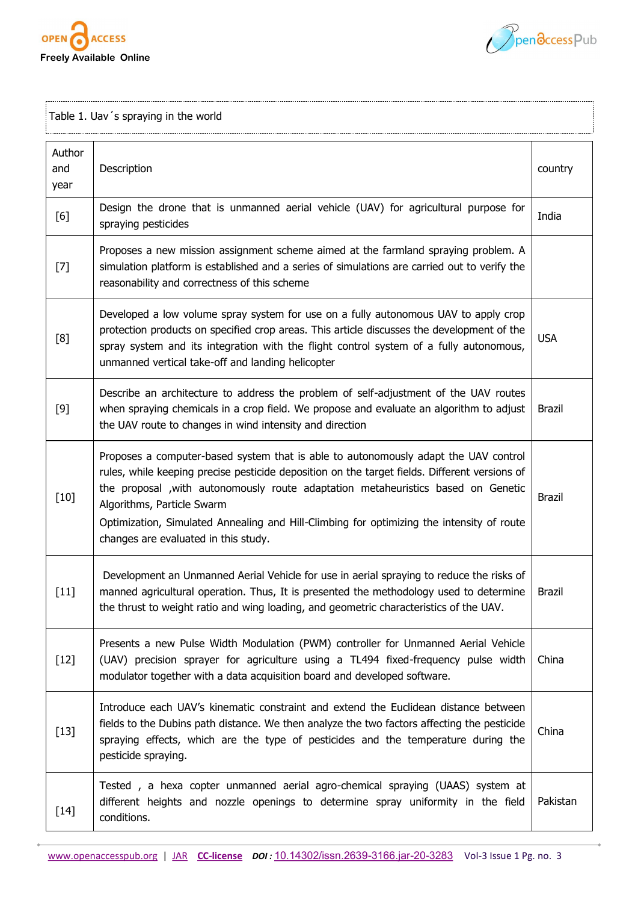Table 1. Uav´s spraying in the world

| Author and year | Description | country |
|---|---|---|
| [6] | Design the drone that is unmanned aerial vehicle (UAV) for agricultural purpose for spraying pesticides | India |
| [7] | Proposes a new mission assignment scheme aimed at the farmland spraying problem. A simulation platform is established and a series of simulations are carried out to verify the reasonability and correctness of this scheme | |
| [8] | Developed a low volume spray system for use on a fully autonomous UAV to apply crop protection products on specified crop areas. This article discusses the development of the spray system and its integration with the flight control system of a fully autonomous, unmanned vertical take-off and landing helicopter | USA |
| [9] | Describe an architecture to address the problem of self-adjustment of the UAV routes when spraying chemicals in a crop field. We propose and evaluate an algorithm to adjust the UAV route to changes in wind intensity and direction | Brazil |
| [10] | Proposes a computer-based system that is able to autonomously adapt the UAV control rules, while keeping precise pesticide deposition on the target fields. Different versions of the proposal ,with autonomously route adaptation metaheuristics based on Genetic Algorithms, Particle Swarm Optimization, Simulated Annealing and Hill-Climbing for optimizing the intensity of route changes are evaluated in this study. | Brazil |
| [11] | Development an Unmanned Aerial Vehicle for use in aerial spraying to reduce the risks of manned agricultural operation. Thus, It is presented the methodology used to determine the thrust to weight ratio and wing loading, and geometric characteristics of the UAV. | Brazil |
| [12] | Presents a new Pulse Width Modulation (PWM) controller for Unmanned Aerial Vehicle (UAV) precision sprayer for agriculture using a TL494 fixed-frequency pulse width modulator together with a data acquisition board and developed software. | China |
| [13] | Introduce each UAV's kinematic constraint and extend the Euclidean distance between fields to the Dubins path distance. We then analyze the two factors affecting the pesticide spraying effects, which are the type of pesticides and the temperature during the pesticide spraying. | China |
| [14] | Tested , a hexa copter unmanned aerial agro-chemical spraying (UAAS) system at different heights and nozzle openings to determine spray uniformity in the field conditions. | Pakistan |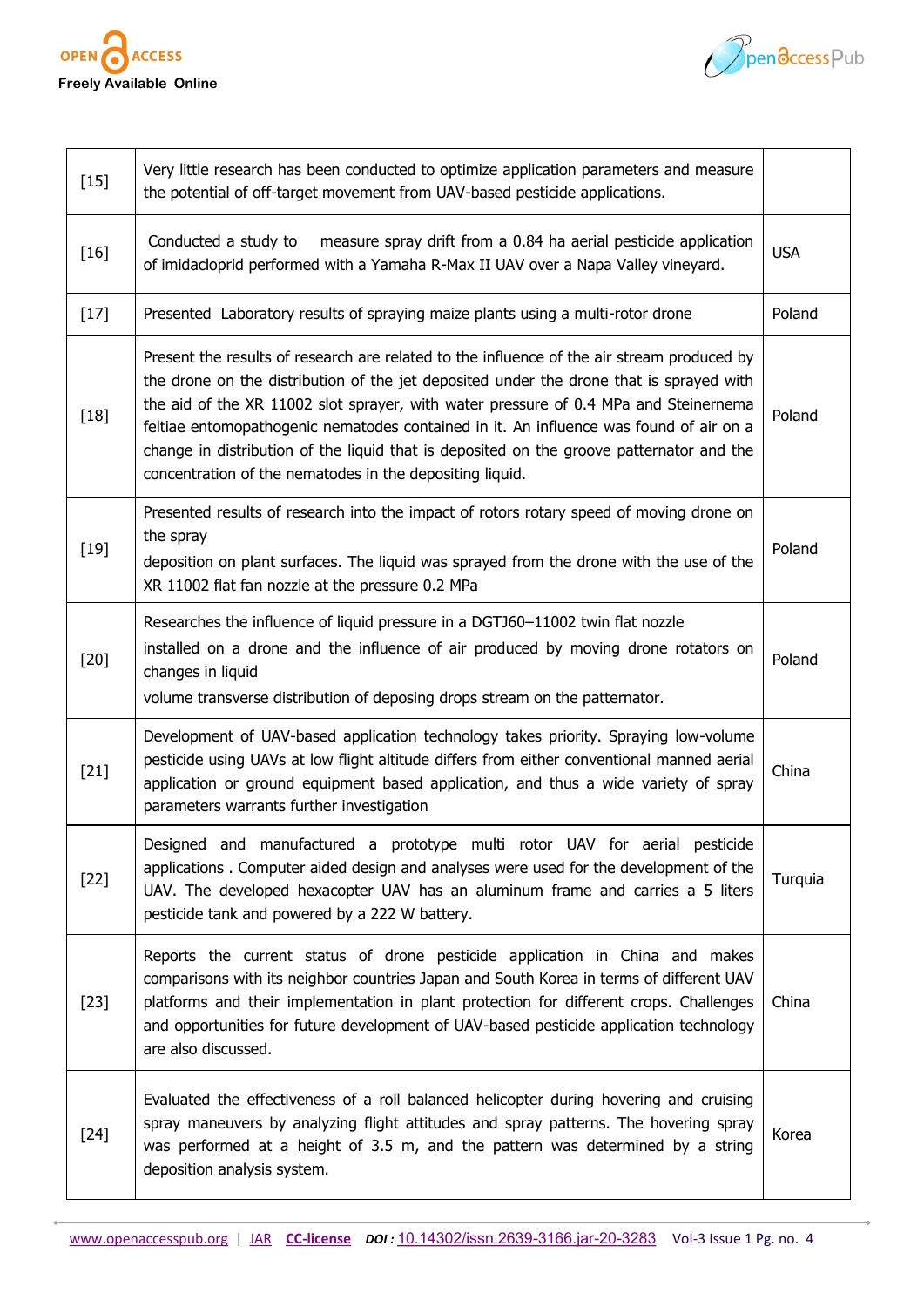| | | |
|---|---|---|
| [15] | Very little research has been conducted to optimize application parameters and measure the potential of off-target movement from UAV-based pesticide applications. | |
| [16] | Conducted a study to measure spray drift from a 0.84 ha aerial pesticide application of imidacloprid performed with a Yamaha R-Max II UAV over a Napa Valley vineyard. | USA |
| [17] | Presented Laboratory results of spraying maize plants using a multi-rotor drone | Poland |
| [18] | Present the results of research are related to the influence of the air stream produced by the drone on the distribution of the jet deposited under the drone that is sprayed with the aid of the XR 11002 slot sprayer, with water pressure of 0.4 MPa and Steinernema feltiae entomopathogenic nematodes contained in it. An influence was found of air on a change in distribution of the liquid that is deposited on the groove patternator and the concentration of the nematodes in the depositing liquid. | Poland |
| [19] | Presented results of research into the impact of rotors rotary speed of moving drone on the spray deposition on plant surfaces. The liquid was sprayed from the drone with the use of the XR 11002 flat fan nozzle at the pressure 0.2 MPa | Poland |
| [20] | Researches the influence of liquid pressure in a DGTJ60–11002 twin flat nozzle installed on a drone and the influence of air produced by moving drone rotators on changes in liquid volume transverse distribution of deposing drops stream on the patternator. | Poland |
| [21] | Development of UAV-based application technology takes priority. Spraying low-volume pesticide using UAVs at low flight altitude differs from either conventional manned aerial application or ground equipment based application, and thus a wide variety of spray parameters warrants further investigation | China |
| [22] | Designed and manufactured a prototype multi rotor UAV for aerial pesticide applications . Computer aided design and analyses were used for the development of the UAV. The developed hexacopter UAV has an aluminum frame and carries a 5 liters pesticide tank and powered by a 222 W battery. | Turquia |
| [23] | Reports the current status of drone pesticide application in China and makes comparisons with its neighbor countries Japan and South Korea in terms of different UAV platforms and their implementation in plant protection for different crops. Challenges and opportunities for future development of UAV-based pesticide application technology are also discussed. | China |
| [24] | Evaluated the effectiveness of a roll balanced helicopter during hovering and cruising spray maneuvers by analyzing flight attitudes and spray patterns. The hovering spray was performed at a height of 3.5 m, and the pattern was determined by a string deposition analysis system. | Korea |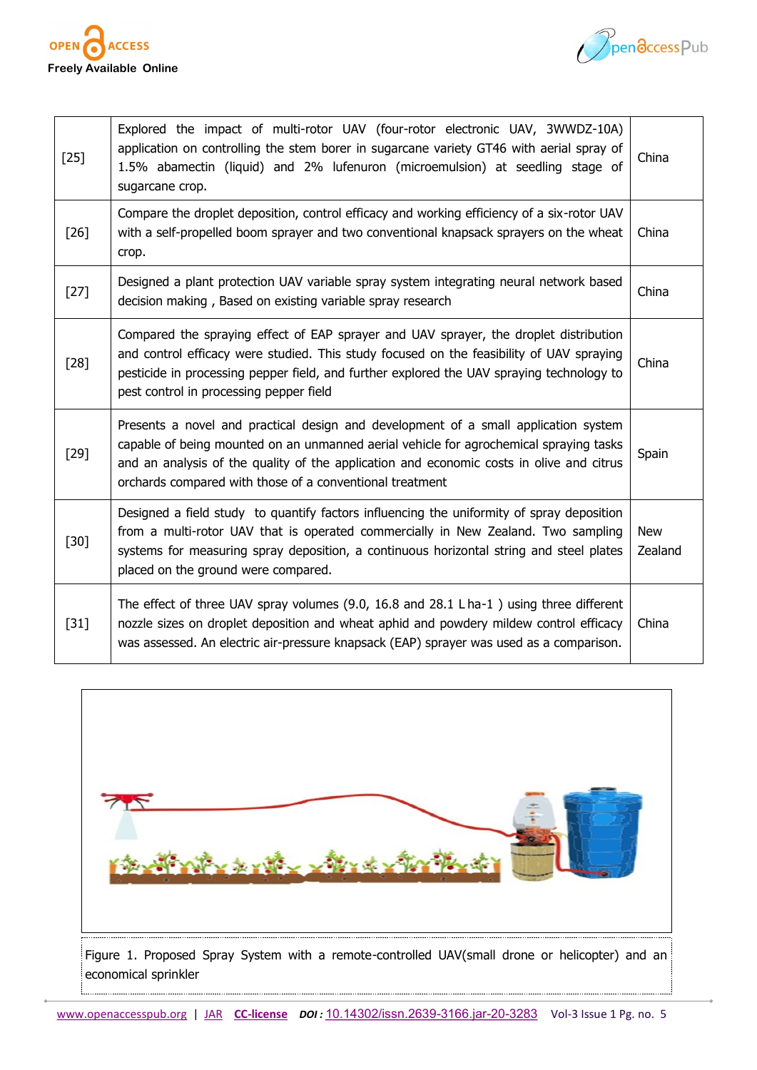| | | |
|---|---|---|
| [25] | Explored the impact of multi-rotor UAV (four-rotor electronic UAV, 3WWDZ-10A) application on controlling the stem borer in sugarcane variety GT46 with aerial spray of 1.5% abamectin (liquid) and 2% lufenuron (microemulsion) at seedling stage of sugarcane crop. | China |
| [26] | Compare the droplet deposition, control efficacy and working efficiency of a six-rotor UAV with a self-propelled boom sprayer and two conventional knapsack sprayers on the wheat crop. | China |
| [27] | Designed a plant protection UAV variable spray system integrating neural network based decision making , Based on existing variable spray research | China |
| [28] | Compared the spraying effect of EAP sprayer and UAV sprayer, the droplet distribution and control efficacy were studied. This study focused on the feasibility of UAV spraying pesticide in processing pepper field, and further explored the UAV spraying technology to pest control in processing pepper field | China |
| [29] | Presents a novel and practical design and development of a small application system capable of being mounted on an unmanned aerial vehicle for agrochemical spraying tasks and an analysis of the quality of the application and economic costs in olive and citrus orchards compared with those of a conventional treatment | Spain |
| [30] | Designed a field study to quantify factors influencing the uniformity of spray deposition from a multi-rotor UAV that is operated commercially in New Zealand. Two sampling systems for measuring spray deposition, a continuous horizontal string and steel plates placed on the ground were compared. | New Zealand |
| [31] | The effect of three UAV spray volumes (9.0, 16.8 and 28.1 L ha-1 ) using three different nozzle sizes on droplet deposition and wheat aphid and powdery mildew control efficacy was assessed. An electric air-pressure knapsack (EAP) sprayer was used as a comparison. | China |

Figure 1. Proposed Spray System with a remote-controlled UAV(small drone or helicopter) and an economical sprinkler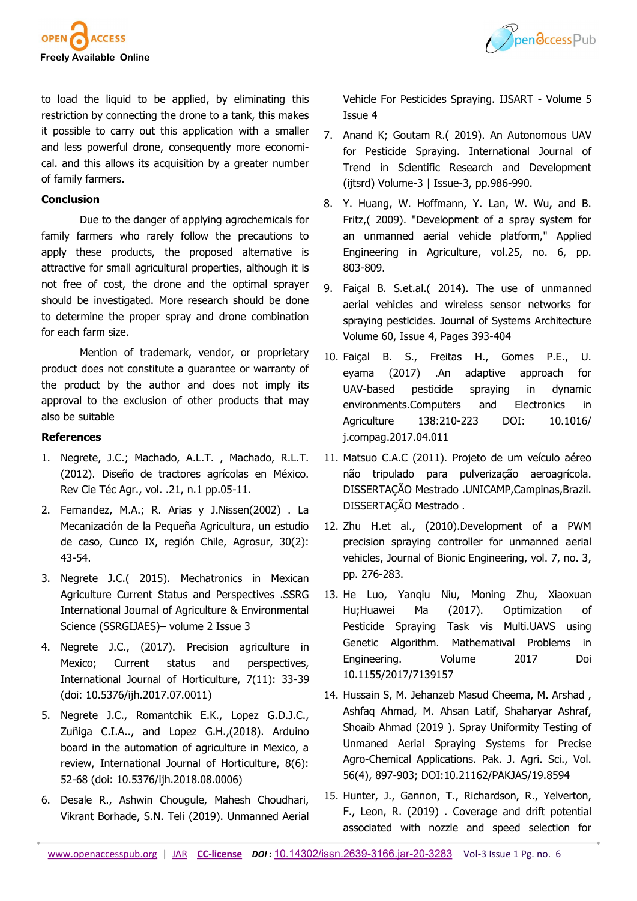to load the liquid to be applied, by eliminating this restriction by connecting the drone to a tank, this makes it possible to carry out this application with a smaller and less powerful drone, consequently more economical. and this allows its acquisition by a greater number of family farmers.

### Conclusion

Due to the danger of applying agrochemicals for family farmers who rarely follow the precautions to apply these products, the proposed alternative is attractive for small agricultural properties, although it is not free of cost, the drone and the optimal sprayer should be investigated. More research should be done to determine the proper spray and drone combination for each farm size.

Mention of trademark, vendor, or proprietary product does not constitute a guarantee or warranty of the product by the author and does not imply its approval to the exclusion of other products that may also be suitable

### References

1. Negrete, J.C.; Machado, A.L.T. , Machado, R.L.T. (2012). Diseño de tractores agrícolas en México. Rev Cie Téc Agr., vol. .21, n.1 pp.05-11.
2. Fernandez, M.A.; R. Arias y J.Nissen(2002) . La Mecanización de la Pequeña Agricultura, un estudio de caso, Cunco IX, región Chile, Agrosur, 30(2): 43-54.
3. Negrete J.C.( 2015). Mechatronics in Mexican Agriculture Current Status and Perspectives .SSRG International Journal of Agriculture & Environmental Science (SSRGIJAES)– volume 2 Issue 3
4. Negrete J.C., (2017). Precision agriculture in Mexico; Current status and perspectives, International Journal of Horticulture, 7(11): 33-39 (doi: 10.5376/ijh.2017.07.0011)
5. Negrete J.C., Romantchik E.K., Lopez G.D.J.C., Zuñiga C.I.A.., and Lopez G.H.,(2018). Arduino board in the automation of agriculture in Mexico, a review, International Journal of Horticulture, 8(6): 52-68 (doi: 10.5376/ijh.2018.08.0006)
6. Desale R., Ashwin Chougule, Mahesh Choudhari, Vikrant Borhade, S.N. Teli (2019). Unmanned Aerial Vehicle For Pesticides Spraying. IJSART - Volume 5 Issue 4
7. Anand K; Goutam R.( 2019). An Autonomous UAV for Pesticide Spraying. International Journal of Trend in Scientific Research and Development (ijtsrd) Volume-3 | Issue-3, pp.986-990.
8. Y. Huang, W. Hoffmann, Y. Lan, W. Wu, and B. Fritz,( 2009). "Development of a spray system for an unmanned aerial vehicle platform," Applied Engineering in Agriculture, vol.25, no. 6, pp. 803-809.
9. Faiçal B. S.et.al.( 2014). The use of unmanned aerial vehicles and wireless sensor networks for spraying pesticides. Journal of Systems Architecture Volume 60, Issue 4, Pages 393-404
10. Faiçal B. S., Freitas H., Gomes P.E., U. eyama (2017) .An adaptive approach for UAV-based pesticide spraying in dynamic environments.Computers and Electronics in Agriculture 138:210-223 DOI: 10.1016/ j.compag.2017.04.011
11. Matsuo C.A.C (2011). Projeto de um veículo aéreo não tripulado para pulverização aeroagrícola. DISSERTAÇÃO Mestrado .UNICAMP,Campinas,Brazil. DISSERTAÇÃO Mestrado .
12. Zhu H.et al., (2010).Development of a PWM precision spraying controller for unmanned aerial vehicles, Journal of Bionic Engineering, vol. 7, no. 3, pp. 276-283.
13. He Luo, Yanqiu Niu, Moning Zhu, Xiaoxuan Hu;Huawei Ma (2017). Optimization of Pesticide Spraying Task vis Multi.UAVS using Genetic Algorithm. Mathematival Problems in Engineering. Volume 2017 Doi 10.1155/2017/7139157
14. Hussain S, M. Jehanzeb Masud Cheema, M. Arshad , Ashfaq Ahmad, M. Ahsan Latif, Shaharyar Ashraf, Shoaib Ahmad (2019 ). Spray Uniformity Testing of Unmaned Aerial Spraying Systems for Precise Agro-Chemical Applications. Pak. J. Agri. Sci., Vol. 56(4), 897-903; DOI:10.21162/PAKJAS/19.8594
15. Hunter, J., Gannon, T., Richardson, R., Yelverton, F., Leon, R. (2019) . Coverage and drift potential associated with nozzle and speed selection for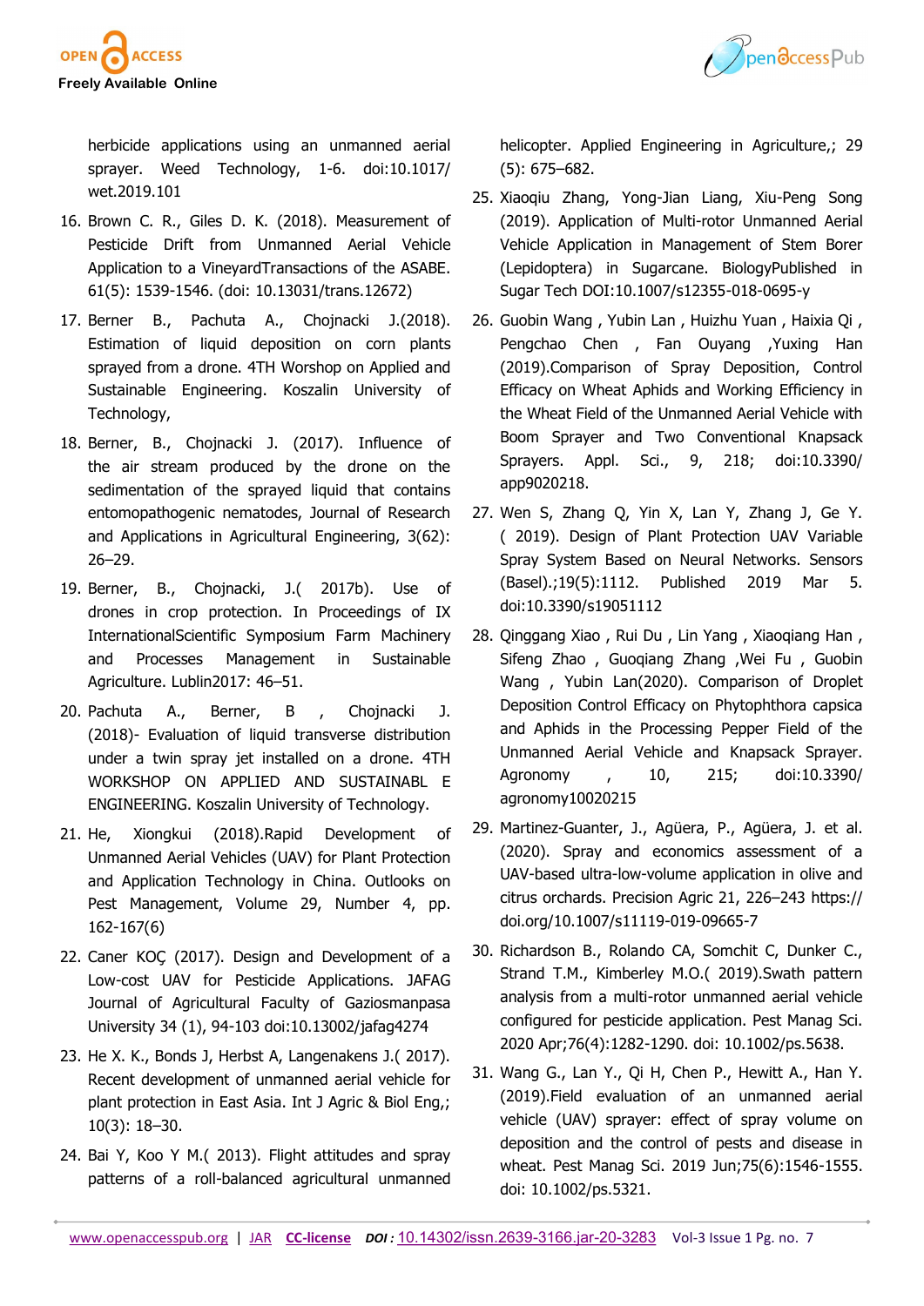herbicide applications using an unmanned aerial sprayer. Weed Technology, 1-6. doi:10.1017/wet.2019.101

16. Brown C. R., Giles D. K. (2018). Measurement of Pesticide Drift from Unmanned Aerial Vehicle Application to a VineyardTransactions of the ASABE. 61(5): 1539-1546. (doi: 10.13031/trans.12672)
17. Berner B., Pachuta A., Chojnacki J.(2018). Estimation of liquid deposition on corn plants sprayed from a drone. 4TH Worshop on Applied and Sustainable Engineering. Koszalin University of Technology,
18. Berner, B., Chojnacki J. (2017). Influence of the air stream produced by the drone on the sedimentation of the sprayed liquid that contains entomopathogenic nematodes, Journal of Research and Applications in Agricultural Engineering, 3(62): 26–29.
19. Berner, B., Chojnacki, J.( 2017b). Use of drones in crop protection. In Proceedings of IX InternationalScientific Symposium Farm Machinery and Processes Management in Sustainable Agriculture. Lublin2017: 46–51.
20. Pachuta A., Berner, B , Chojnacki J. (2018)- Evaluation of liquid transverse distribution under a twin spray jet installed on a drone. 4TH WORKSHOP ON APPLIED AND SUSTAINABL E ENGINEERING. Koszalin University of Technology.
21. He, Xiongkui (2018).Rapid Development of Unmanned Aerial Vehicles (UAV) for Plant Protection and Application Technology in China. Outlooks on Pest Management, Volume 29, Number 4, pp. 162-167(6)
22. Caner KOÇ (2017). Design and Development of a Low-cost UAV for Pesticide Applications. JAFAG Journal of Agricultural Faculty of Gaziosmanpasa University 34 (1), 94-103 doi:10.13002/jafag4274
23. He X. K., Bonds J, Herbst A, Langenakens J.( 2017). Recent development of unmanned aerial vehicle for plant protection in East Asia. Int J Agric & Biol Eng,; 10(3): 18–30.
24. Bai Y, Koo Y M.( 2013). Flight attitudes and spray patterns of a roll-balanced agricultural unmanned helicopter. Applied Engineering in Agriculture,; 29 (5): 675–682.
25. Xiaoqiu Zhang, Yong-Jian Liang, Xiu-Peng Song (2019). Application of Multi-rotor Unmanned Aerial Vehicle Application in Management of Stem Borer (Lepidoptera) in Sugarcane. BiologyPublished in Sugar Tech DOI:10.1007/s12355-018-0695-y
26. Guobin Wang , Yubin Lan , Huizhu Yuan , Haixia Qi , Pengchao Chen , Fan Ouyang ,Yuxing Han (2019).Comparison of Spray Deposition, Control Efficacy on Wheat Aphids and Working Efficiency in the Wheat Field of the Unmanned Aerial Vehicle with Boom Sprayer and Two Conventional Knapsack Sprayers. Appl. Sci., 9, 218; doi:10.3390/app9020218.
27. Wen S, Zhang Q, Yin X, Lan Y, Zhang J, Ge Y. ( 2019). Design of Plant Protection UAV Variable Spray System Based on Neural Networks. Sensors (Basel).;19(5):1112. Published 2019 Mar 5. doi:10.3390/s19051112
28. Qinggang Xiao , Rui Du , Lin Yang , Xiaoqiang Han , Sifeng Zhao , Guoqiang Zhang ,Wei Fu , Guobin Wang , Yubin Lan(2020). Comparison of Droplet Deposition Control Efficacy on Phytophthora capsica and Aphids in the Processing Pepper Field of the Unmanned Aerial Vehicle and Knapsack Sprayer. Agronomy , 10, 215; doi:10.3390/agronomy10020215
29. Martinez-Guanter, J., Agüera, P., Agüera, J. et al. (2020). Spray and economics assessment of a UAV-based ultra-low-volume application in olive and citrus orchards. Precision Agric 21, 226–243 https://doi.org/10.1007/s11119-019-09665-7
30. Richardson B., Rolando CA, Somchit C, Dunker C., Strand T.M., Kimberley M.O.( 2019).Swath pattern analysis from a multi-rotor unmanned aerial vehicle configured for pesticide application. Pest Manag Sci. 2020 Apr;76(4):1282-1290. doi: 10.1002/ps.5638.
31. Wang G., Lan Y., Qi H, Chen P., Hewitt A., Han Y. (2019).Field evaluation of an unmanned aerial vehicle (UAV) sprayer: effect of spray volume on deposition and the control of pests and disease in wheat. Pest Manag Sci. 2019 Jun;75(6):1546-1555. doi: 10.1002/ps.5321.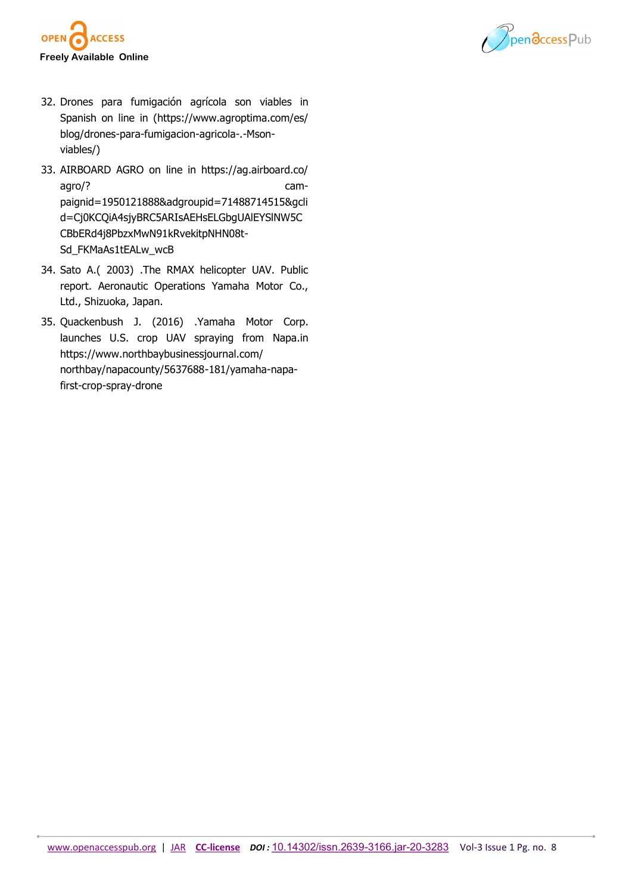32. Drones para fumigación agrícola son viables in Spanish on line in (https://www.agroptima.com/es/blog/drones-para-fumigacion-agricola-.-Mson-viables/)
33. AIRBOARD AGRO on line in https://ag.airboard.co/agro/?campaignid=1950121888&adgroupid=71488714515&gclid=Cj0KCQiA4sjyBRC5ARIsAEHsELGbgUAlEYSlNW5CCBbERd4j8PbzxMwN91kRvekitpNHN08t-Sd_FKMaAs1tEALw_wcB
34. Sato A.( 2003) .The RMAX helicopter UAV. Public report. Aeronautic Operations Yamaha Motor Co., Ltd., Shizuoka, Japan.
35. Quackenbush J. (2016) .Yamaha Motor Corp. launches U.S. crop UAV spraying from Napa.in https://www.northbaybusinessjournal.com/northbay/napacounty/5637688-181/yamaha-napa-first-crop-spray-drone